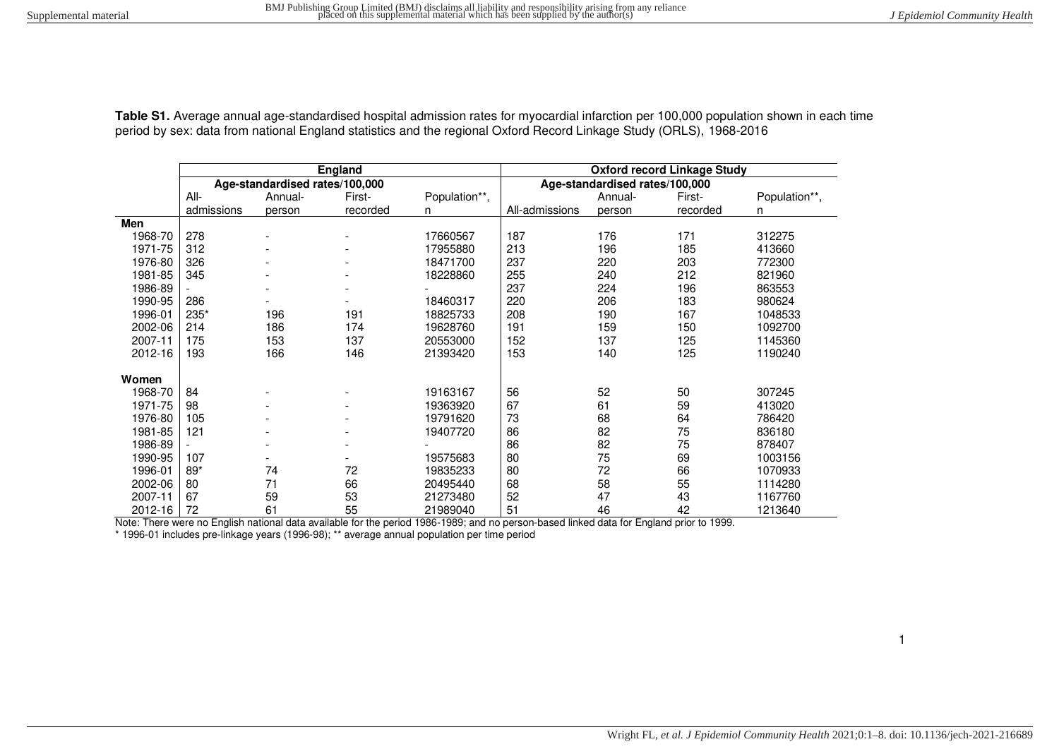**Table S1.** Average annual age-standardised hospital admission rates for myocardial infarction per 100,000 population shown in each time period by sex: data from national England statistics and the regional Oxford Record Linkage Study (ORLS), 1968-2016

| | England | | | | Oxford record Linkage Study | | | |
|---|---|---|---|---|---|---|---|---|
| | Age-standardised rates/100,000 | | | | Age-standardised rates/100,000 | | | |
| | All-admissions | Annual-person | First-recorded | Population**, n | All-admissions | Annual-person | First-recorded | Population**, n |
| **Men** | | | | | | | | |
| 1968-70 | 278 | - | - | 17660567 | 187 | 176 | 171 | 312275 |
| 1971-75 | 312 | - | - | 17955880 | 213 | 196 | 185 | 413660 |
| 1976-80 | 326 | - | - | 18471700 | 237 | 220 | 203 | 772300 |
| 1981-85 | 345 | - | - | 18228860 | 255 | 240 | 212 | 821960 |
| 1986-89 | - | - | - | - | 237 | 224 | 196 | 863553 |
| 1990-95 | 286 | - | - | 18460317 | 220 | 206 | 183 | 980624 |
| 1996-01 | 235* | 196 | 191 | 18825733 | 208 | 190 | 167 | 1048533 |
| 2002-06 | 214 | 186 | 174 | 19628760 | 191 | 159 | 150 | 1092700 |
| 2007-11 | 175 | 153 | 137 | 20553000 | 152 | 137 | 125 | 1145360 |
| 2012-16 | 193 | 166 | 146 | 21393420 | 153 | 140 | 125 | 1190240 |
| **Women** | | | | | | | | |
| 1968-70 | 84 | - | - | 19163167 | 56 | 52 | 50 | 307245 |
| 1971-75 | 98 | - | - | 19363920 | 67 | 61 | 59 | 413020 |
| 1976-80 | 105 | - | - | 19791620 | 73 | 68 | 64 | 786420 |
| 1981-85 | 121 | - | - | 19407720 | 86 | 82 | 75 | 836180 |
| 1986-89 | - | - | - | - | 86 | 82 | 75 | 878407 |
| 1990-95 | 107 | - | - | 19575683 | 80 | 75 | 69 | 1003156 |
| 1996-01 | 89* | 74 | 72 | 19835233 | 80 | 72 | 66 | 1070933 |
| 2002-06 | 80 | 71 | 66 | 20495440 | 68 | 58 | 55 | 1114280 |
| 2007-11 | 67 | 59 | 53 | 21273480 | 52 | 47 | 43 | 1167760 |
| 2012-16 | 72 | 61 | 55 | 21989040 | 51 | 46 | 42 | 1213640 |

Note: There were no English national data available for the period 1986-1989; and no person-based linked data for England prior to 1999.

* 1996-01 includes pre-linkage years (1996-98); ** average annual population per time period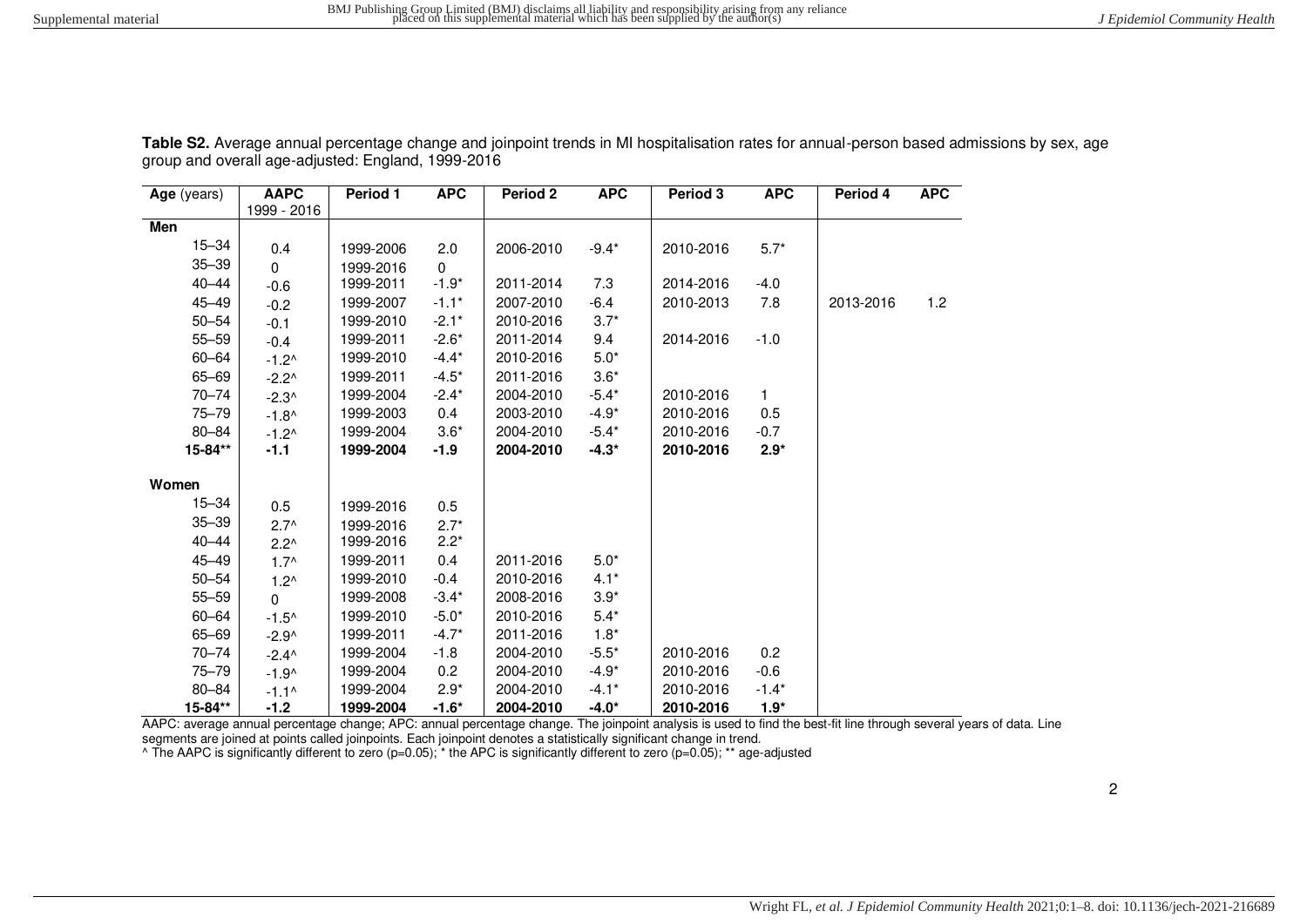**Table S2.** Average annual percentage change and joinpoint trends in MI hospitalisation rates for annual-person based admissions by sex, age group and overall age-adjusted: England, 1999-2016

| **Age** (years) | **AAPC** 1999 - 2016 | **Period 1** | **APC** | **Period 2** | **APC** | **Period 3** | **APC** | **Period 4** | **APC** |
|---|---|---|---|---|---|---|---|---|---|
| **Men** | | | | | | | | | |
| 15–34 | 0.4 | 1999-2006 | 2.0 | 2006-2010 | -9.4* | 2010-2016 | 5.7* | | |
| 35–39 | 0 | 1999-2016 | 0 | | | | | | |
| 40–44 | -0.6 | 1999-2011 | -1.9* | 2011-2014 | 7.3 | 2014-2016 | -4.0 | | |
| 45–49 | -0.2 | 1999-2007 | -1.1* | 2007-2010 | -6.4 | 2010-2013 | 7.8 | 2013-2016 | 1.2 |
| 50–54 | -0.1 | 1999-2010 | -2.1* | 2010-2016 | 3.7* | | | | |
| 55–59 | -0.4 | 1999-2011 | -2.6* | 2011-2014 | 9.4 | 2014-2016 | -1.0 | | |
| 60–64 | -1.2^ | 1999-2010 | -4.4* | 2010-2016 | 5.0* | | | | |
| 65–69 | -2.2^ | 1999-2011 | -4.5* | 2011-2016 | 3.6* | | | | |
| 70–74 | -2.3^ | 1999-2004 | -2.4* | 2004-2010 | -5.4* | 2010-2016 | 1 | | |
| 75–79 | -1.8^ | 1999-2003 | 0.4 | 2003-2010 | -4.9* | 2010-2016 | 0.5 | | |
| 80–84 | -1.2^ | 1999-2004 | 3.6* | 2004-2010 | -5.4* | 2010-2016 | -0.7 | | |
| **15-84**** | **-1.1** | **1999-2004** | **-1.9** | **2004-2010** | **-4.3*** | **2010-2016** | **2.9*** | | |
| **Women** | | | | | | | | | |
| 15–34 | 0.5 | 1999-2016 | 0.5 | | | | | | |
| 35–39 | 2.7^ | 1999-2016 | 2.7* | | | | | | |
| 40–44 | 2.2^ | 1999-2016 | 2.2* | | | | | | |
| 45–49 | 1.7^ | 1999-2011 | 0.4 | 2011-2016 | 5.0* | | | | |
| 50–54 | 1.2^ | 1999-2010 | -0.4 | 2010-2016 | 4.1* | | | | |
| 55–59 | 0 | 1999-2008 | -3.4* | 2008-2016 | 3.9* | | | | |
| 60–64 | -1.5^ | 1999-2010 | -5.0* | 2010-2016 | 5.4* | | | | |
| 65–69 | -2.9^ | 1999-2011 | -4.7* | 2011-2016 | 1.8* | | | | |
| 70–74 | -2.4^ | 1999-2004 | -1.8 | 2004-2010 | -5.5* | 2010-2016 | 0.2 | | |
| 75–79 | -1.9^ | 1999-2004 | 0.2 | 2004-2010 | -4.9* | 2010-2016 | -0.6 | | |
| 80–84 | -1.1^ | 1999-2004 | 2.9* | 2004-2010 | -4.1* | 2010-2016 | -1.4* | | |
| **15-84**** | **-1.2** | **1999-2004** | **-1.6*** | **2004-2010** | **-4.0*** | **2010-2016** | **1.9*** | | |

AAPC: average annual percentage change; APC: annual percentage change. The joinpoint analysis is used to find the best-fit line through several years of data. Line segments are joined at points called joinpoints. Each joinpoint denotes a statistically significant change in trend.
^ The AAPC is significantly different to zero (p=0.05); * the APC is significantly different to zero (p=0.05); ** age-adjusted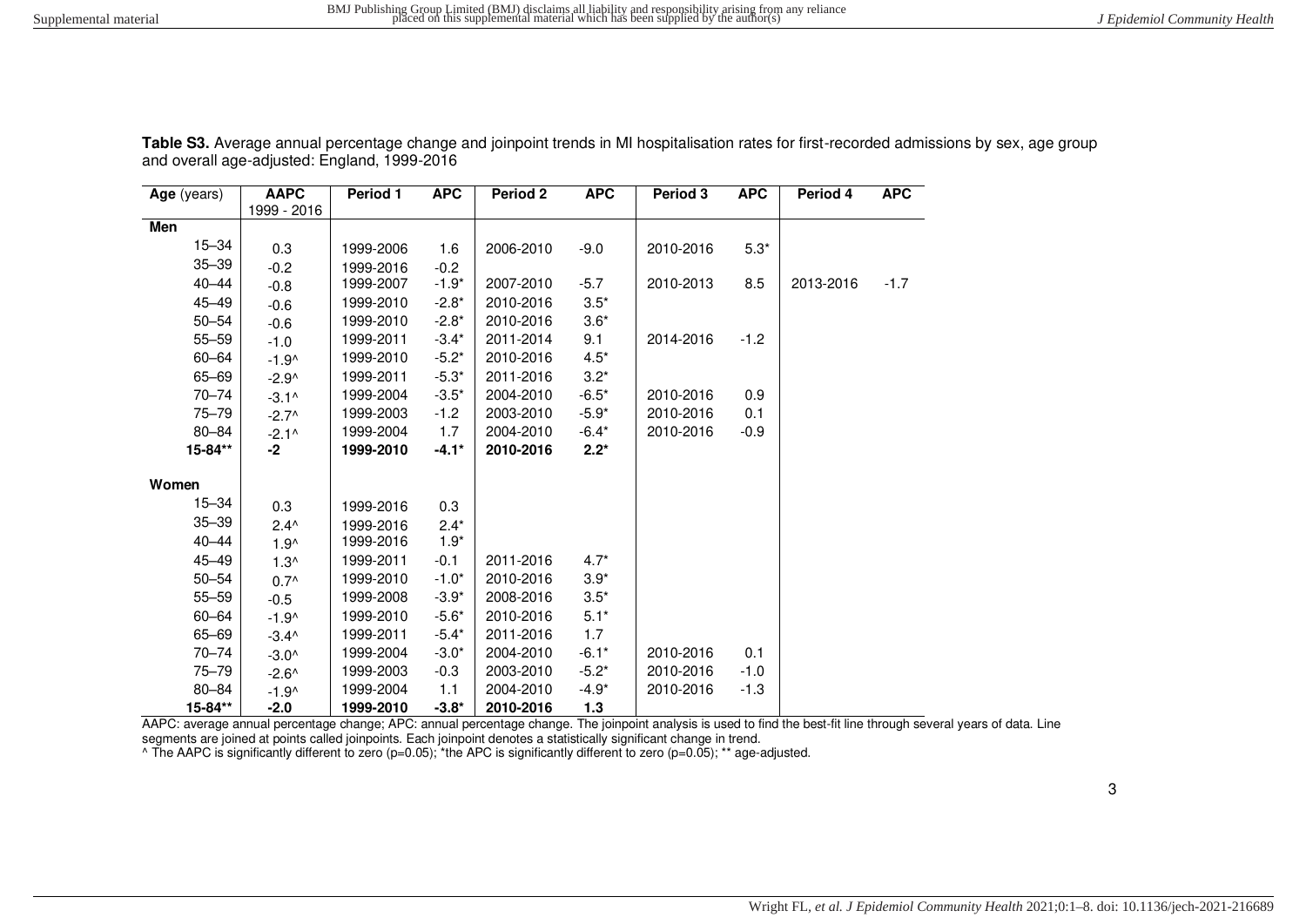**Table S3.** Average annual percentage change and joinpoint trends in MI hospitalisation rates for first-recorded admissions by sex, age group and overall age-adjusted: England, 1999-2016

| **Age** (years) | **AAPC** 1999 - 2016 | **Period 1** | **APC** | **Period 2** | **APC** | **Period 3** | **APC** | **Period 4** | **APC** |
|---|---|---|---|---|---|---|---|---|---|
| **Men** | | | | | | | | | |
| 15–34 | 0.3 | 1999-2006 | 1.6 | 2006-2010 | -9.0 | 2010-2016 | 5.3* | | |
| 35–39 | -0.2 | 1999-2016 | -0.2 | | | | | | |
| 40–44 | -0.8 | 1999-2007 | -1.9* | 2007-2010 | -5.7 | 2010-2013 | 8.5 | 2013-2016 | -1.7 |
| 45–49 | -0.6 | 1999-2010 | -2.8* | 2010-2016 | 3.5* | | | | |
| 50–54 | -0.6 | 1999-2010 | -2.8* | 2010-2016 | 3.6* | | | | |
| 55–59 | -1.0 | 1999-2011 | -3.4* | 2011-2014 | 9.1 | 2014-2016 | -1.2 | | |
| 60–64 | -1.9^ | 1999-2010 | -5.2* | 2010-2016 | 4.5* | | | | |
| 65–69 | -2.9^ | 1999-2011 | -5.3* | 2011-2016 | 3.2* | | | | |
| 70–74 | -3.1^ | 1999-2004 | -3.5* | 2004-2010 | -6.5* | 2010-2016 | 0.9 | | |
| 75–79 | -2.7^ | 1999-2003 | -1.2 | 2003-2010 | -5.9* | 2010-2016 | 0.1 | | |
| 80–84 | -2.1^ | 1999-2004 | 1.7 | 2004-2010 | -6.4* | 2010-2016 | -0.9 | | |
| **15-84\*\*** | **-2** | **1999-2010** | **-4.1\*** | **2010-2016** | **2.2\*** | | | | |
| **Women** | | | | | | | | | |
| 15–34 | 0.3 | 1999-2016 | 0.3 | | | | | | |
| 35–39 | 2.4^ | 1999-2016 | 2.4* | | | | | | |
| 40–44 | 1.9^ | 1999-2016 | 1.9* | | | | | | |
| 45–49 | 1.3^ | 1999-2011 | -0.1 | 2011-2016 | 4.7* | | | | |
| 50–54 | 0.7^ | 1999-2010 | -1.0* | 2010-2016 | 3.9* | | | | |
| 55–59 | -0.5 | 1999-2008 | -3.9* | 2008-2016 | 3.5* | | | | |
| 60–64 | -1.9^ | 1999-2010 | -5.6* | 2010-2016 | 5.1* | | | | |
| 65–69 | -3.4^ | 1999-2011 | -5.4* | 2011-2016 | 1.7 | | | | |
| 70–74 | -3.0^ | 1999-2004 | -3.0* | 2004-2010 | -6.1* | 2010-2016 | 0.1 | | |
| 75–79 | -2.6^ | 1999-2003 | -0.3 | 2003-2010 | -5.2* | 2010-2016 | -1.0 | | |
| 80–84 | -1.9^ | 1999-2004 | 1.1 | 2004-2010 | -4.9* | 2010-2016 | -1.3 | | |
| **15-84\*\*** | **-2.0** | **1999-2010** | **-3.8\*** | **2010-2016** | **1.3** | | | | |

AAPC: average annual percentage change; APC: annual percentage change. The joinpoint analysis is used to find the best-fit line through several years of data. Line segments are joined at points called joinpoints. Each joinpoint denotes a statistically significant change in trend.
^ The AAPC is significantly different to zero (p=0.05); *the APC is significantly different to zero (p=0.05); ** age-adjusted.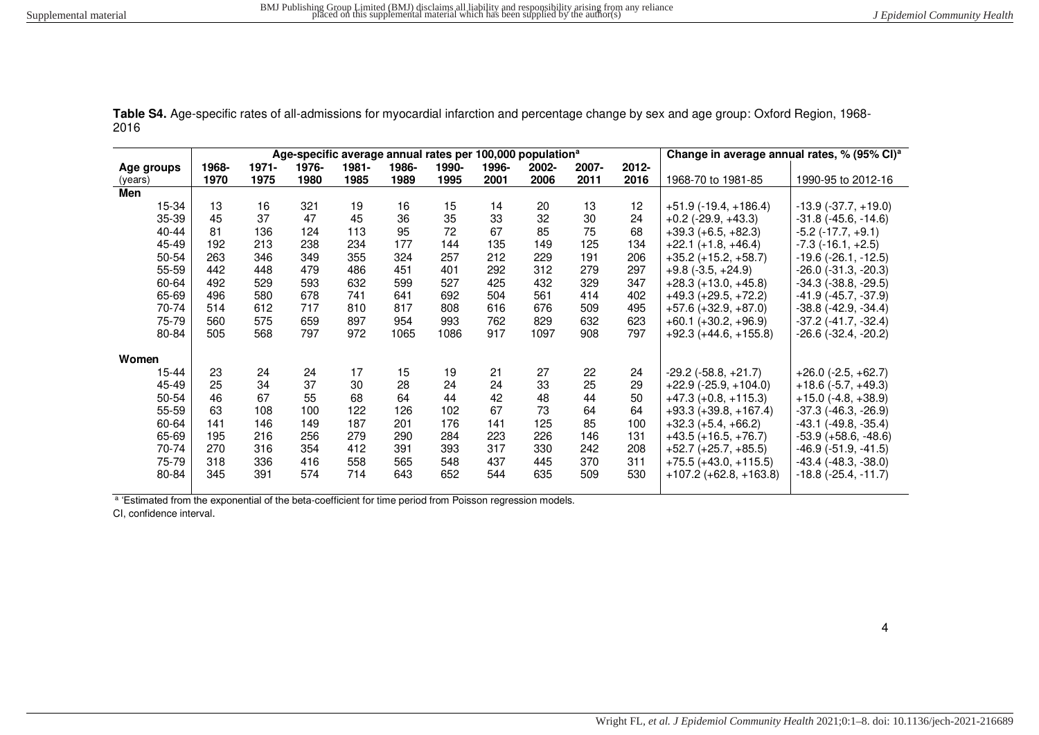**Table S4.** Age-specific rates of all-admissions for myocardial infarction and percentage change by sex and age group: Oxford Region, 1968-2016

| | Age-specific average annual rates per 100,000 population[a] | | | | | | | | | | Change in average annual rates, % (95% CI)[a] | |
|---|---|---|---|---|---|---|---|---|---|---|---|---|
| Age groups (years) | 1968-1970 | 1971-1975 | 1976-1980 | 1981-1985 | 1986-1989 | 1990-1995 | 1996-2001 | 2002-2006 | 2007-2011 | 2012-2016 | 1968-70 to 1981-85 | 1990-95 to 2012-16 |
| **Men** | | | | | | | | | | | | |
| 15-34 | 13 | 16 | 321 | 19 | 16 | 15 | 14 | 20 | 13 | 12 | +51.9 (-19.4, +186.4) | -13.9 (-37.7, +19.0) |
| 35-39 | 45 | 37 | 47 | 45 | 36 | 35 | 33 | 32 | 30 | 24 | +0.2 (-29.9, +43.3) | -31.8 (-45.6, -14.6) |
| 40-44 | 81 | 136 | 124 | 113 | 95 | 72 | 67 | 85 | 75 | 68 | +39.3 (+6.5, +82.3) | -5.2 (-17.7, +9.1) |
| 45-49 | 192 | 213 | 238 | 234 | 177 | 144 | 135 | 149 | 125 | 134 | +22.1 (+1.8, +46.4) | -7.3 (-16.1, +2.5) |
| 50-54 | 263 | 346 | 349 | 355 | 324 | 257 | 212 | 229 | 191 | 206 | +35.2 (+15.2, +58.7) | -19.6 (-26.1, -12.5) |
| 55-59 | 442 | 448 | 479 | 486 | 451 | 401 | 292 | 312 | 279 | 297 | +9.8 (-3.5, +24.9) | -26.0 (-31.3, -20.3) |
| 60-64 | 492 | 529 | 593 | 632 | 599 | 527 | 425 | 432 | 329 | 347 | +28.3 (+13.0, +45.8) | -34.3 (-38.8, -29.5) |
| 65-69 | 496 | 580 | 678 | 741 | 641 | 692 | 504 | 561 | 414 | 402 | +49.3 (+29.5, +72.2) | -41.9 (-45.7, -37.9) |
| 70-74 | 514 | 612 | 717 | 810 | 817 | 808 | 616 | 676 | 509 | 495 | +57.6 (+32.9, +87.0) | -38.8 (-42.9, -34.4) |
| 75-79 | 560 | 575 | 659 | 897 | 954 | 993 | 762 | 829 | 632 | 623 | +60.1 (+30.2, +96.9) | -37.2 (-41.7, -32.4) |
| 80-84 | 505 | 568 | 797 | 972 | 1065 | 1086 | 917 | 1097 | 908 | 797 | +92.3 (+44.6, +155.8) | -26.6 (-32.4, -20.2) |
| **Women** | | | | | | | | | | | | |
| 15-44 | 23 | 24 | 24 | 17 | 15 | 19 | 21 | 27 | 22 | 24 | -29.2 (-58.8, +21.7) | +26.0 (-2.5, +62.7) |
| 45-49 | 25 | 34 | 37 | 30 | 28 | 24 | 24 | 33 | 25 | 29 | +22.9 (-25.9, +104.0) | +18.6 (-5.7, +49.3) |
| 50-54 | 46 | 67 | 55 | 68 | 64 | 44 | 42 | 48 | 44 | 50 | +47.3 (+0.8, +115.3) | +15.0 (-4.8, +38.9) |
| 55-59 | 63 | 108 | 100 | 122 | 126 | 102 | 67 | 73 | 64 | 64 | +93.3 (+39.8, +167.4) | -37.3 (-46.3, -26.9) |
| 60-64 | 141 | 146 | 149 | 187 | 201 | 176 | 141 | 125 | 85 | 100 | +32.3 (+5.4, +66.2) | -43.1 (-49.8, -35.4) |
| 65-69 | 195 | 216 | 256 | 279 | 290 | 284 | 223 | 226 | 146 | 131 | +43.5 (+16.5, +76.7) | -53.9 (+58.6, -48.6) |
| 70-74 | 270 | 316 | 354 | 412 | 391 | 393 | 317 | 330 | 242 | 208 | +52.7 (+25.7, +85.5) | -46.9 (-51.9, -41.5) |
| 75-79 | 318 | 336 | 416 | 558 | 565 | 548 | 437 | 445 | 370 | 311 | +75.5 (+43.0, +115.5) | -43.4 (-48.3, -38.0) |
| 80-84 | 345 | 391 | 574 | 714 | 643 | 652 | 544 | 635 | 509 | 530 | +107.2 (+62.8, +163.8) | -18.8 (-25.4, -11.7) |

[a] 'Estimated from the exponential of the beta-coefficient for time period from Poisson regression models.

CI, confidence interval.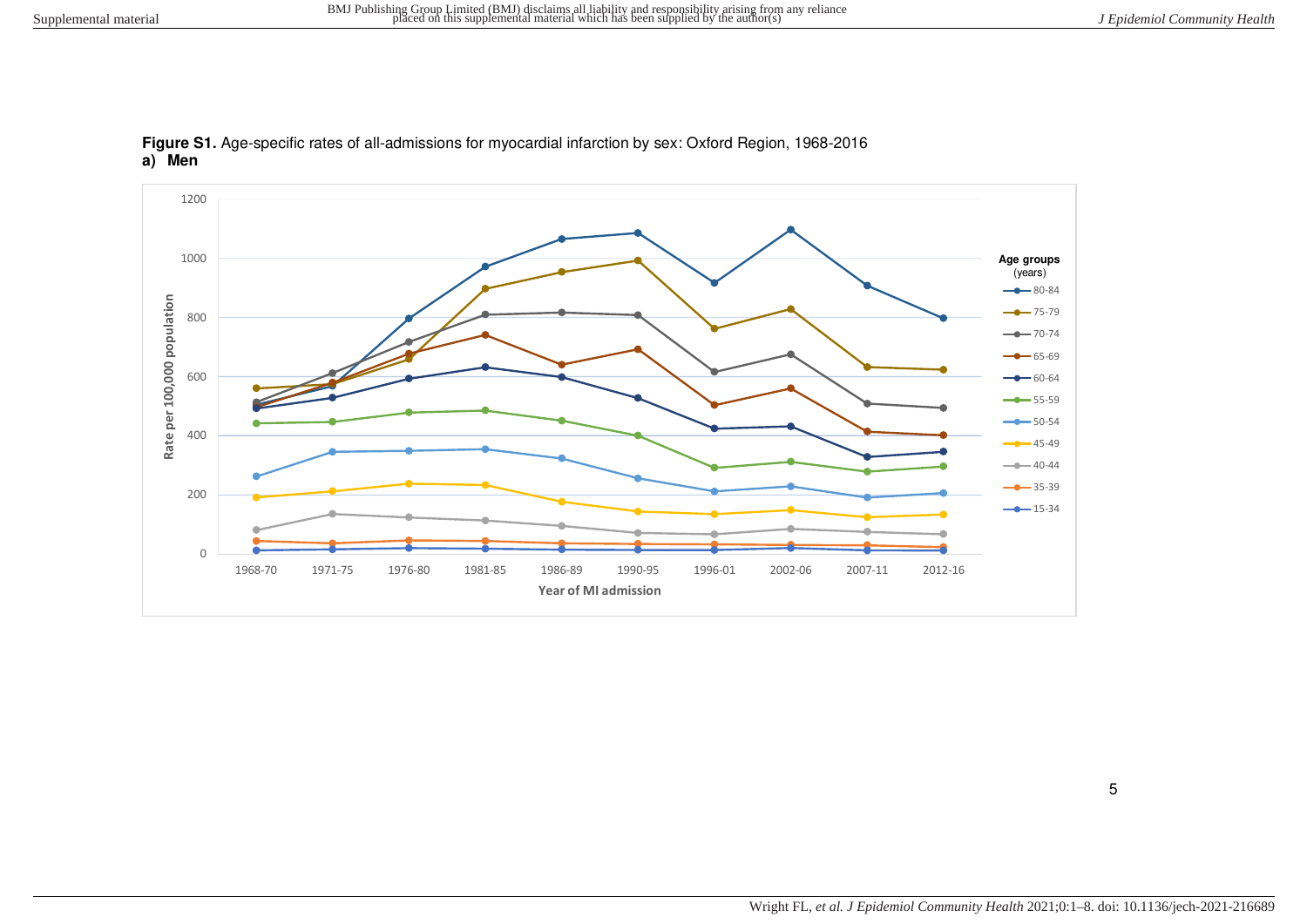**Figure S1.** Age-specific rates of all-admissions for myocardial infarction by sex: Oxford Region, 1968-2016

**a) Men**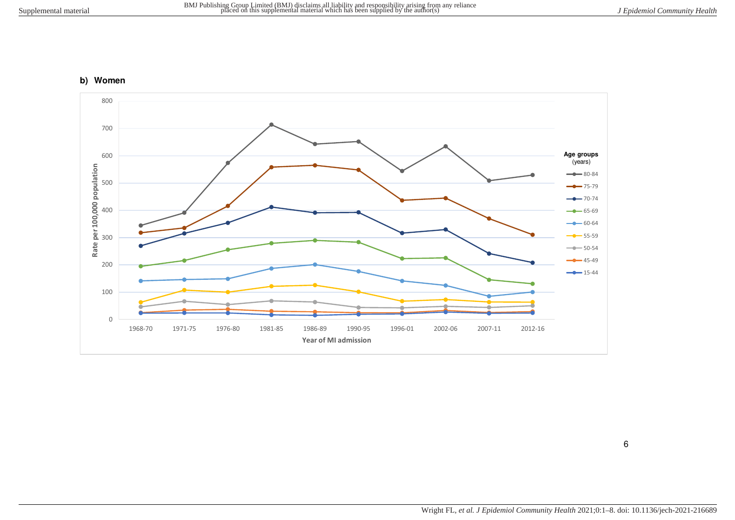**b) Women**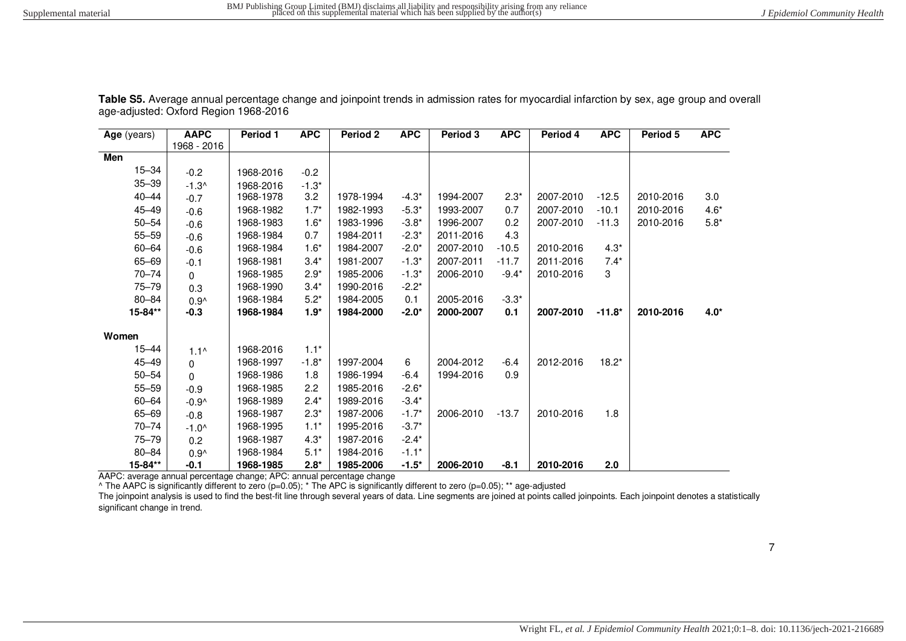**Table S5.** Average annual percentage change and joinpoint trends in admission rates for myocardial infarction by sex, age group and overall age-adjusted: Oxford Region 1968-2016

| **Age** (years) | **AAPC** 1968 - 2016 | **Period 1** | **APC** | **Period 2** | **APC** | **Period 3** | **APC** | **Period 4** | **APC** | **Period 5** | **APC** |
|---|---|---|---|---|---|---|---|---|---|---|---|
| **Men** | | | | | | | | | | | |
| 15–34 | -0.2 | 1968-2016 | -0.2 | | | | | | | | |
| 35–39 | -1.3^ | 1968-2016 | -1.3* | | | | | | | | |
| 40–44 | -0.7 | 1968-1978 | 3.2 | 1978-1994 | -4.3* | 1994-2007 | 2.3* | 2007-2010 | -12.5 | 2010-2016 | 3.0 |
| 45–49 | -0.6 | 1968-1982 | 1.7* | 1982-1993 | -5.3* | 1993-2007 | 0.7 | 2007-2010 | -10.1 | 2010-2016 | 4.6* |
| 50–54 | -0.6 | 1968-1983 | 1.6* | 1983-1996 | -3.8* | 1996-2007 | 0.2 | 2007-2010 | -11.3 | 2010-2016 | 5.8* |
| 55–59 | -0.6 | 1968-1984 | 0.7 | 1984-2011 | -2.3* | 2011-2016 | 4.3 | | | | |
| 60–64 | -0.6 | 1968-1984 | 1.6* | 1984-2007 | -2.0* | 2007-2010 | -10.5 | 2010-2016 | 4.3* | | |
| 65–69 | -0.1 | 1968-1981 | 3.4* | 1981-2007 | -1.3* | 2007-2011 | -11.7 | 2011-2016 | 7.4* | | |
| 70–74 | 0 | 1968-1985 | 2.9* | 1985-2006 | -1.3* | 2006-2010 | -9.4* | 2010-2016 | 3 | | |
| 75–79 | 0.3 | 1968-1990 | 3.4* | 1990-2016 | -2.2* | | | | | | |
| 80–84 | 0.9^ | 1968-1984 | 5.2* | 1984-2005 | 0.1 | 2005-2016 | -3.3* | | | | |
| **15-84**** | **-0.3** | **1968-1984** | **1.9*** | **1984-2000** | **-2.0*** | **2000-2007** | **0.1** | **2007-2010** | **-11.8*** | **2010-2016** | **4.0*** |
| **Women** | | | | | | | | | | | |
| 15–44 | 1.1^ | 1968-2016 | 1.1* | | | | | | | | |
| 45–49 | 0 | 1968-1997 | -1.8* | 1997-2004 | 6 | 2004-2012 | -6.4 | 2012-2016 | 18.2* | | |
| 50–54 | 0 | 1968-1986 | 1.8 | 1986-1994 | -6.4 | 1994-2016 | 0.9 | | | | |
| 55–59 | -0.9 | 1968-1985 | 2.2 | 1985-2016 | -2.6* | | | | | | |
| 60–64 | -0.9^ | 1968-1989 | 2.4* | 1989-2016 | -3.4* | | | | | | |
| 65–69 | -0.8 | 1968-1987 | 2.3* | 1987-2006 | -1.7* | 2006-2010 | -13.7 | 2010-2016 | 1.8 | | |
| 70–74 | -1.0^ | 1968-1995 | 1.1* | 1995-2016 | -3.7* | | | | | | |
| 75–79 | 0.2 | 1968-1987 | 4.3* | 1987-2016 | -2.4* | | | | | | |
| 80–84 | 0.9^ | 1968-1984 | 5.1* | 1984-2016 | -1.1* | | | | | | |
| **15-84**** | **-0.1** | **1968-1985** | **2.8*** | **1985-2006** | **-1.5*** | **2006-2010** | **-8.1** | **2010-2016** | **2.0** | | |

AAPC: average annual percentage change; APC: annual percentage change

^ The AAPC is significantly different to zero (p=0.05); * The APC is significantly different to zero (p=0.05); ** age-adjusted

The joinpoint analysis is used to find the best-fit line through several years of data. Line segments are joined at points called joinpoints. Each joinpoint denotes a statistically significant change in trend.